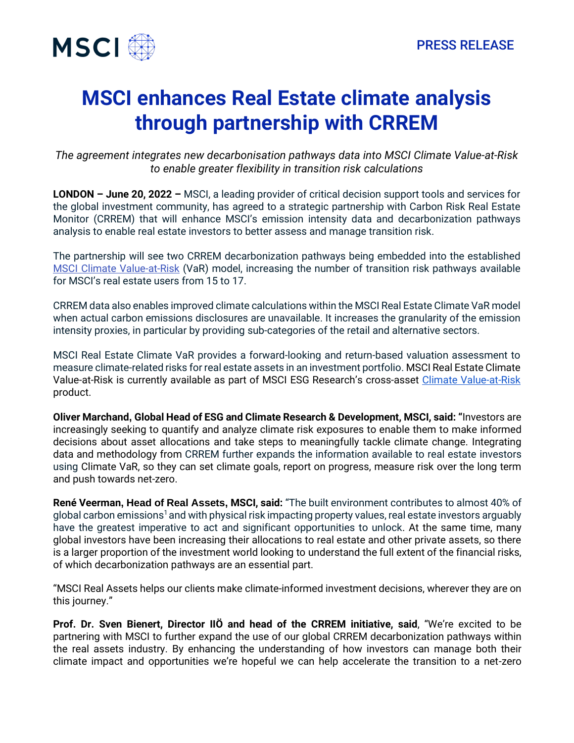PRESS RELEASE

# MSCI enhances Real Estate climate analysis through partnership with CRREM

*The agreement integrates new decarbonisation pathways data into MSCI Climate Value-at-Risk to enable greater flexibility in transition risk calculations*

**LONDON – June 20, 2022 –** MSCI, a leading provider of critical decision support tools and services for the global investment community, has agreed to a strategic partnership with Carbon Risk Real Estate Monitor (CRREM) that will enhance MSCI's emission intensity data and decarbonization pathways analysis to enable real estate investors to better assess and manage transition risk.

The partnership will see two CRREM decarbonization pathways being embedded into the established MSCI Climate Value-at-Risk (VaR) model, increasing the number of transition risk pathways available for MSCI's real estate users from 15 to 17.

CRREM data also enables improved climate calculations within the MSCI Real Estate Climate VaR model when actual carbon emissions disclosures are unavailable. It increases the granularity of the emission intensity proxies, in particular by providing sub-categories of the retail and alternative sectors.

MSCI Real Estate Climate VaR provides a forward-looking and return-based valuation assessment to measure climate-related risks for real estate assets in an investment portfolio. MSCI Real Estate Climate Value-at-Risk is currently available as part of MSCI ESG Research's cross-asset Climate Value-at-Risk product.

**Oliver Marchand, Global Head of ESG and Climate Research & Development, MSCI, said:** "Investors are increasingly seeking to quantify and analyze climate risk exposures to enable them to make informed decisions about asset allocations and take steps to meaningfully tackle climate change. Integrating data and methodology from CRREM further expands the information available to real estate investors using Climate VaR, so they can set climate goals, report on progress, measure risk over the long term and push towards net-zero.

**René Veerman, Head of Real Assets, MSCI, said:** "The built environment contributes to almost 40% of global carbon emissions[1] and with physical risk impacting property values, real estate investors arguably have the greatest imperative to act and significant opportunities to unlock. At the same time, many global investors have been increasing their allocations to real estate and other private assets, so there is a larger proportion of the investment world looking to understand the full extent of the financial risks, of which decarbonization pathways are an essential part.

"MSCI Real Assets helps our clients make climate-informed investment decisions, wherever they are on this journey."

**Prof. Dr. Sven Bienert, Director IIÖ and head of the CRREM initiative, said**, "We're excited to be partnering with MSCI to further expand the use of our global CRREM decarbonization pathways within the real assets industry. By enhancing the understanding of how investors can manage both their climate impact and opportunities we're hopeful we can help accelerate the transition to a net-zero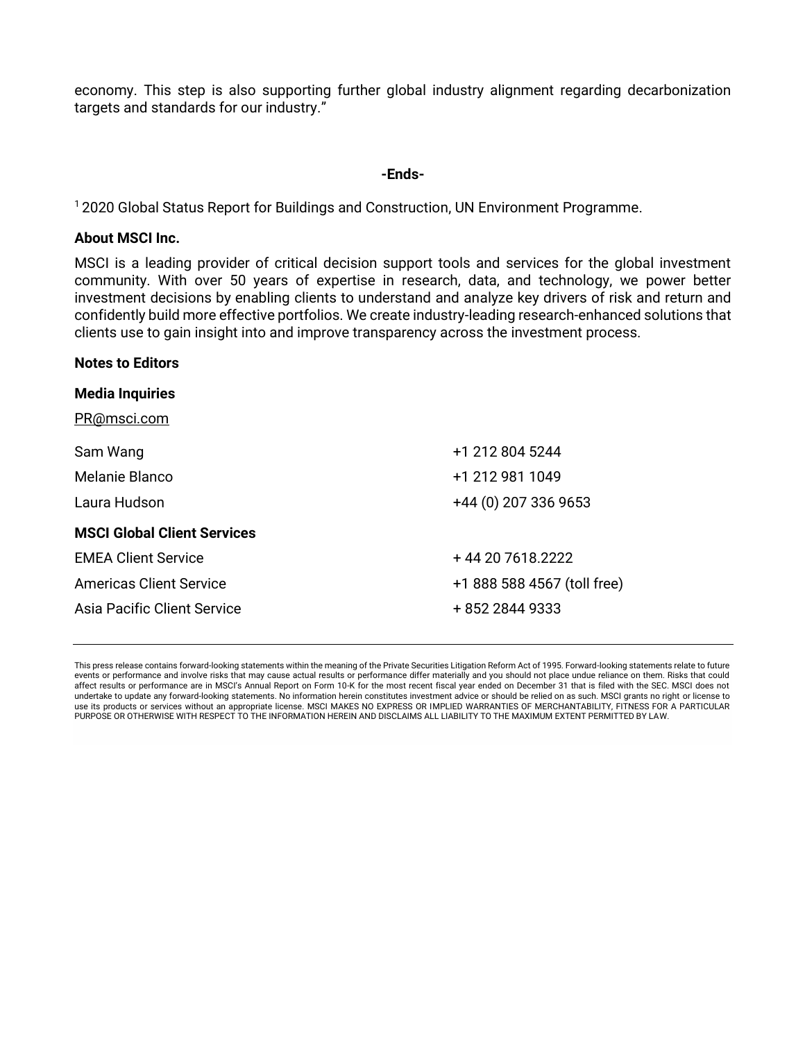economy. This step is also supporting further global industry alignment regarding decarbonization targets and standards for our industry."

**-Ends-**

[1] 2020 Global Status Report for Buildings and Construction, UN Environment Programme.

**About MSCI Inc.**

MSCI is a leading provider of critical decision support tools and services for the global investment community. With over 50 years of expertise in research, data, and technology, we power better investment decisions by enabling clients to understand and analyze key drivers of risk and return and confidently build more effective portfolios. We create industry-leading research-enhanced solutions that clients use to gain insight into and improve transparency across the investment process.

**Notes to Editors**

**Media Inquiries**

PR@msci.com

| | |
|---|---|
| Sam Wang | +1 212 804 5244 |
| Melanie Blanco | +1 212 981 1049 |
| Laura Hudson | +44 (0) 207 336 9653 |
| **MSCI Global Client Services** | |
| EMEA Client Service | + 44 20 7618.2222 |
| Americas Client Service | +1 888 588 4567 (toll free) |
| Asia Pacific Client Service | + 852 2844 9333 |

---

This press release contains forward-looking statements within the meaning of the Private Securities Litigation Reform Act of 1995. Forward-looking statements relate to future events or performance and involve risks that may cause actual results or performance differ materially and you should not place undue reliance on them. Risks that could affect results or performance are in MSCI's Annual Report on Form 10-K for the most recent fiscal year ended on December 31 that is filed with the SEC. MSCI does not undertake to update any forward-looking statements. No information herein constitutes investment advice or should be relied on as such. MSCI grants no right or license to use its products or services without an appropriate license. MSCI MAKES NO EXPRESS OR IMPLIED WARRANTIES OF MERCHANTABILITY, FITNESS FOR A PARTICULAR PURPOSE OR OTHERWISE WITH RESPECT TO THE INFORMATION HEREIN AND DISCLAIMS ALL LIABILITY TO THE MAXIMUM EXTENT PERMITTED BY LAW.